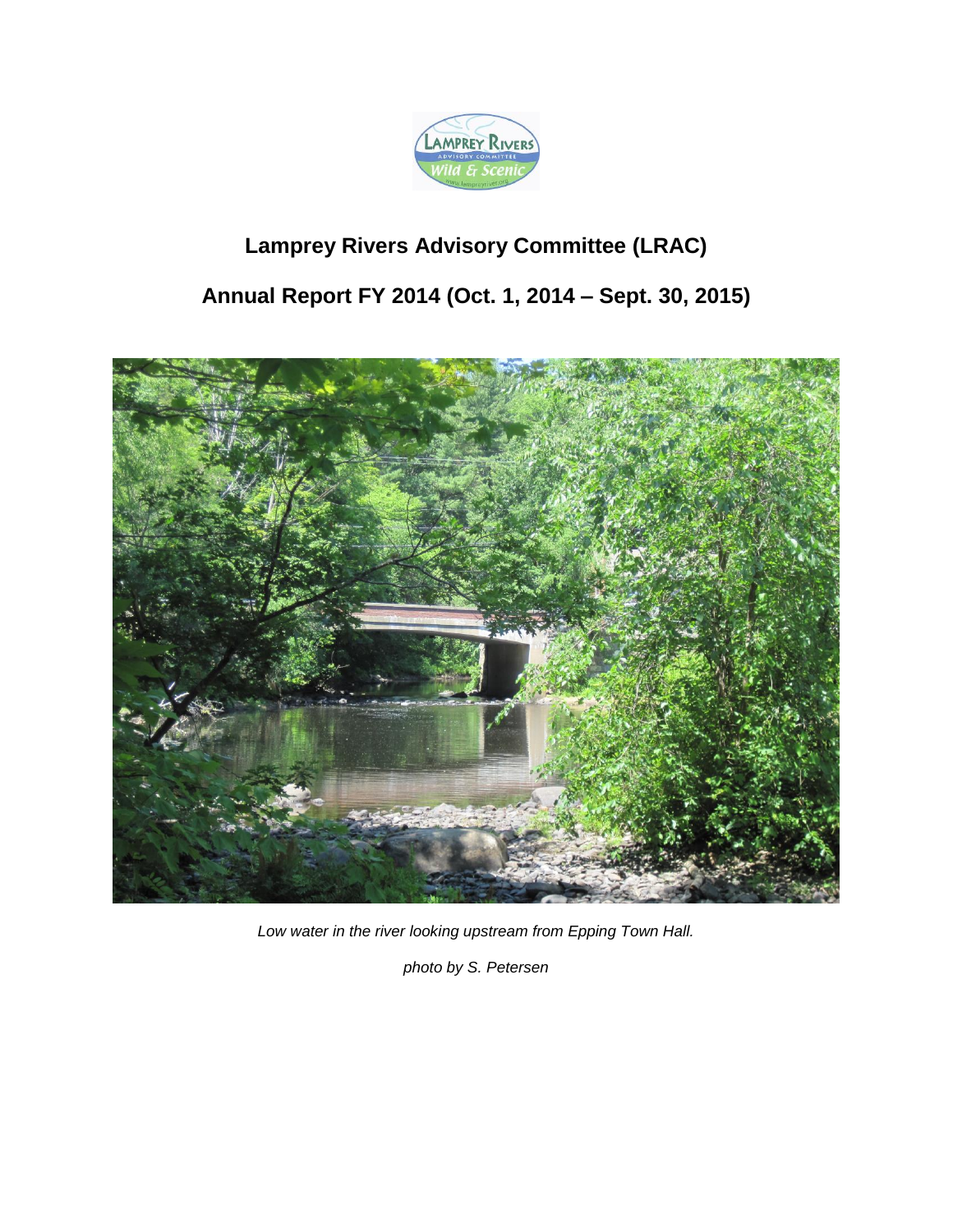# Lamprey Rivers Advisory Committee (LRAC)

## Annual Report FY 2014 (Oct. 1, 2014 – Sept. 30, 2015)

*Low water in the river looking upstream from Epping Town Hall.*

*photo by S. Petersen*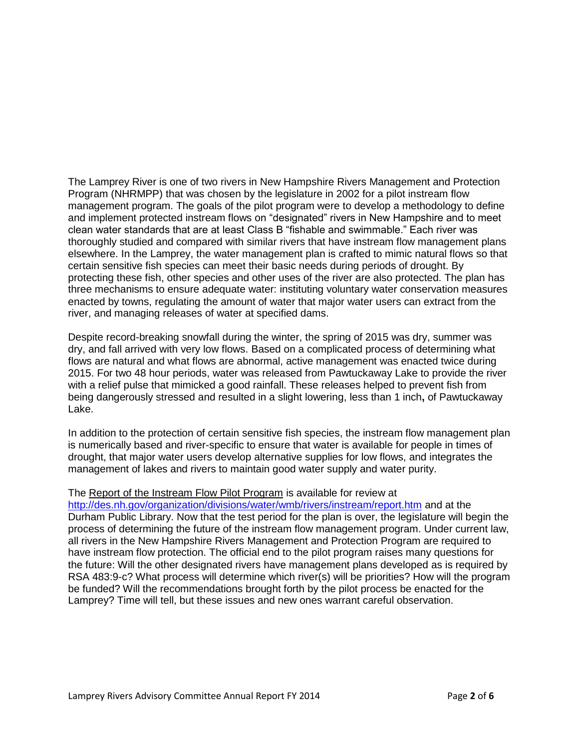The Lamprey River is one of two rivers in New Hampshire Rivers Management and Protection Program (NHRMPP) that was chosen by the legislature in 2002 for a pilot instream flow management program. The goals of the pilot program were to develop a methodology to define and implement protected instream flows on "designated" rivers in New Hampshire and to meet clean water standards that are at least Class B "fishable and swimmable." Each river was thoroughly studied and compared with similar rivers that have instream flow management plans elsewhere. In the Lamprey, the water management plan is crafted to mimic natural flows so that certain sensitive fish species can meet their basic needs during periods of drought. By protecting these fish, other species and other uses of the river are also protected. The plan has three mechanisms to ensure adequate water: instituting voluntary water conservation measures enacted by towns, regulating the amount of water that major water users can extract from the river, and managing releases of water at specified dams.

Despite record-breaking snowfall during the winter, the spring of 2015 was dry, summer was dry, and fall arrived with very low flows. Based on a complicated process of determining what flows are natural and what flows are abnormal, active management was enacted twice during 2015. For two 48 hour periods, water was released from Pawtuckaway Lake to provide the river with a relief pulse that mimicked a good rainfall. These releases helped to prevent fish from being dangerously stressed and resulted in a slight lowering, less than 1 inch**,** of Pawtuckaway Lake.

In addition to the protection of certain sensitive fish species, the instream flow management plan is numerically based and river-specific to ensure that water is available for people in times of drought, that major water users develop alternative supplies for low flows, and integrates the management of lakes and rivers to maintain good water supply and water purity.

The Report of the Instream Flow Pilot Program is available for review at http://des.nh.gov/organization/divisions/water/wmb/rivers/instream/report.htm and at the Durham Public Library. Now that the test period for the plan is over, the legislature will begin the process of determining the future of the instream flow management program. Under current law, all rivers in the New Hampshire Rivers Management and Protection Program are required to have instream flow protection. The official end to the pilot program raises many questions for the future: Will the other designated rivers have management plans developed as is required by RSA 483:9-c? What process will determine which river(s) will be priorities? How will the program be funded? Will the recommendations brought forth by the pilot process be enacted for the Lamprey? Time will tell, but these issues and new ones warrant careful observation.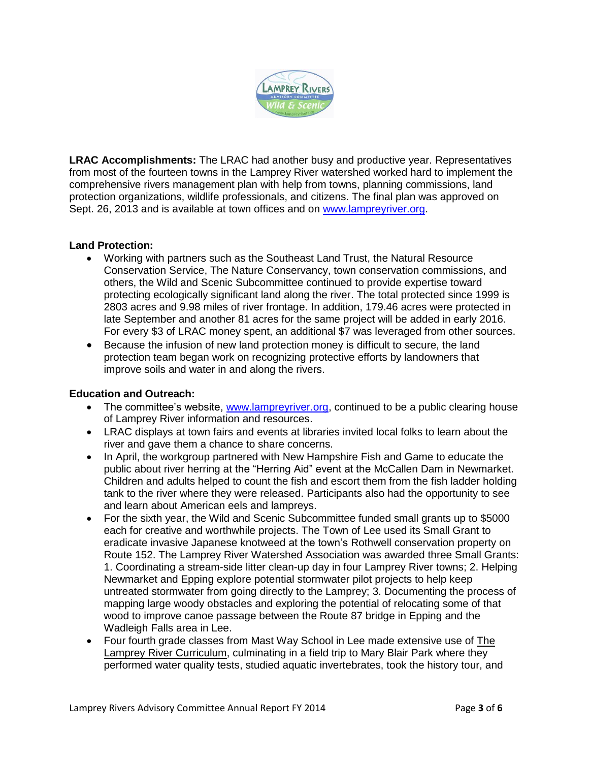**LRAC Accomplishments:** The LRAC had another busy and productive year. Representatives from most of the fourteen towns in the Lamprey River watershed worked hard to implement the comprehensive rivers management plan with help from towns, planning commissions, land protection organizations, wildlife professionals, and citizens. The final plan was approved on Sept. 26, 2013 and is available at town offices and on www.lampreyriver.org.

**Land Protection:**

- Working with partners such as the Southeast Land Trust, the Natural Resource Conservation Service, The Nature Conservancy, town conservation commissions, and others, the Wild and Scenic Subcommittee continued to provide expertise toward protecting ecologically significant land along the river. The total protected since 1999 is 2803 acres and 9.98 miles of river frontage. In addition, 179.46 acres were protected in late September and another 81 acres for the same project will be added in early 2016. For every $3 of LRAC money spent, an additional $7 was leveraged from other sources.
- Because the infusion of new land protection money is difficult to secure, the land protection team began work on recognizing protective efforts by landowners that improve soils and water in and along the rivers.

**Education and Outreach:**

- The committee's website, www.lampreyriver.org, continued to be a public clearing house of Lamprey River information and resources.
- LRAC displays at town fairs and events at libraries invited local folks to learn about the river and gave them a chance to share concerns.
- In April, the workgroup partnered with New Hampshire Fish and Game to educate the public about river herring at the "Herring Aid" event at the McCallen Dam in Newmarket. Children and adults helped to count the fish and escort them from the fish ladder holding tank to the river where they were released. Participants also had the opportunity to see and learn about American eels and lampreys.
- For the sixth year, the Wild and Scenic Subcommittee funded small grants up to $5000 each for creative and worthwhile projects. The Town of Lee used its Small Grant to eradicate invasive Japanese knotweed at the town's Rothwell conservation property on Route 152. The Lamprey River Watershed Association was awarded three Small Grants: 1. Coordinating a stream-side litter clean-up day in four Lamprey River towns; 2. Helping Newmarket and Epping explore potential stormwater pilot projects to help keep untreated stormwater from going directly to the Lamprey; 3. Documenting the process of mapping large woody obstacles and exploring the potential of relocating some of that wood to improve canoe passage between the Route 87 bridge in Epping and the Wadleigh Falls area in Lee.
- Four fourth grade classes from Mast Way School in Lee made extensive use of The Lamprey River Curriculum, culminating in a field trip to Mary Blair Park where they performed water quality tests, studied aquatic invertebrates, took the history tour, and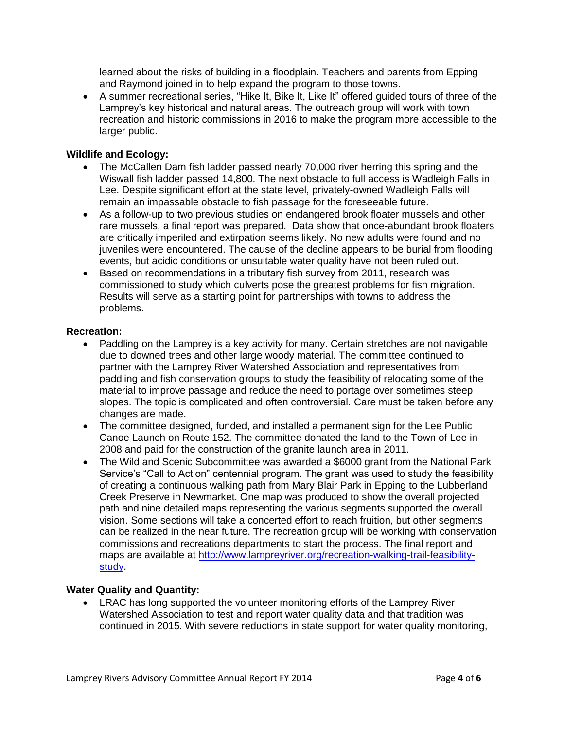learned about the risks of building in a floodplain. Teachers and parents from Epping and Raymond joined in to help expand the program to those towns.

- A summer recreational series, "Hike It, Bike It, Like It" offered guided tours of three of the Lamprey's key historical and natural areas. The outreach group will work with town recreation and historic commissions in 2016 to make the program more accessible to the larger public.

**Wildlife and Ecology:**

- The McCallen Dam fish ladder passed nearly 70,000 river herring this spring and the Wiswall fish ladder passed 14,800. The next obstacle to full access is Wadleigh Falls in Lee. Despite significant effort at the state level, privately-owned Wadleigh Falls will remain an impassable obstacle to fish passage for the foreseeable future.
- As a follow-up to two previous studies on endangered brook floater mussels and other rare mussels, a final report was prepared. Data show that once-abundant brook floaters are critically imperiled and extirpation seems likely. No new adults were found and no juveniles were encountered. The cause of the decline appears to be burial from flooding events, but acidic conditions or unsuitable water quality have not been ruled out.
- Based on recommendations in a tributary fish survey from 2011, research was commissioned to study which culverts pose the greatest problems for fish migration. Results will serve as a starting point for partnerships with towns to address the problems.

**Recreation:**

- Paddling on the Lamprey is a key activity for many. Certain stretches are not navigable due to downed trees and other large woody material. The committee continued to partner with the Lamprey River Watershed Association and representatives from paddling and fish conservation groups to study the feasibility of relocating some of the material to improve passage and reduce the need to portage over sometimes steep slopes. The topic is complicated and often controversial. Care must be taken before any changes are made.
- The committee designed, funded, and installed a permanent sign for the Lee Public Canoe Launch on Route 152. The committee donated the land to the Town of Lee in 2008 and paid for the construction of the granite launch area in 2011.
- The Wild and Scenic Subcommittee was awarded a $6000 grant from the National Park Service's "Call to Action" centennial program. The grant was used to study the feasibility of creating a continuous walking path from Mary Blair Park in Epping to the Lubberland Creek Preserve in Newmarket. One map was produced to show the overall projected path and nine detailed maps representing the various segments supported the overall vision. Some sections will take a concerted effort to reach fruition, but other segments can be realized in the near future. The recreation group will be working with conservation commissions and recreations departments to start the process. The final report and maps are available at [http://www.lampreyriver.org/recreation-walking-trail-feasibility-study](http://www.lampreyriver.org/recreation-walking-trail-feasibility-study).

**Water Quality and Quantity:**

- LRAC has long supported the volunteer monitoring efforts of the Lamprey River Watershed Association to test and report water quality data and that tradition was continued in 2015. With severe reductions in state support for water quality monitoring,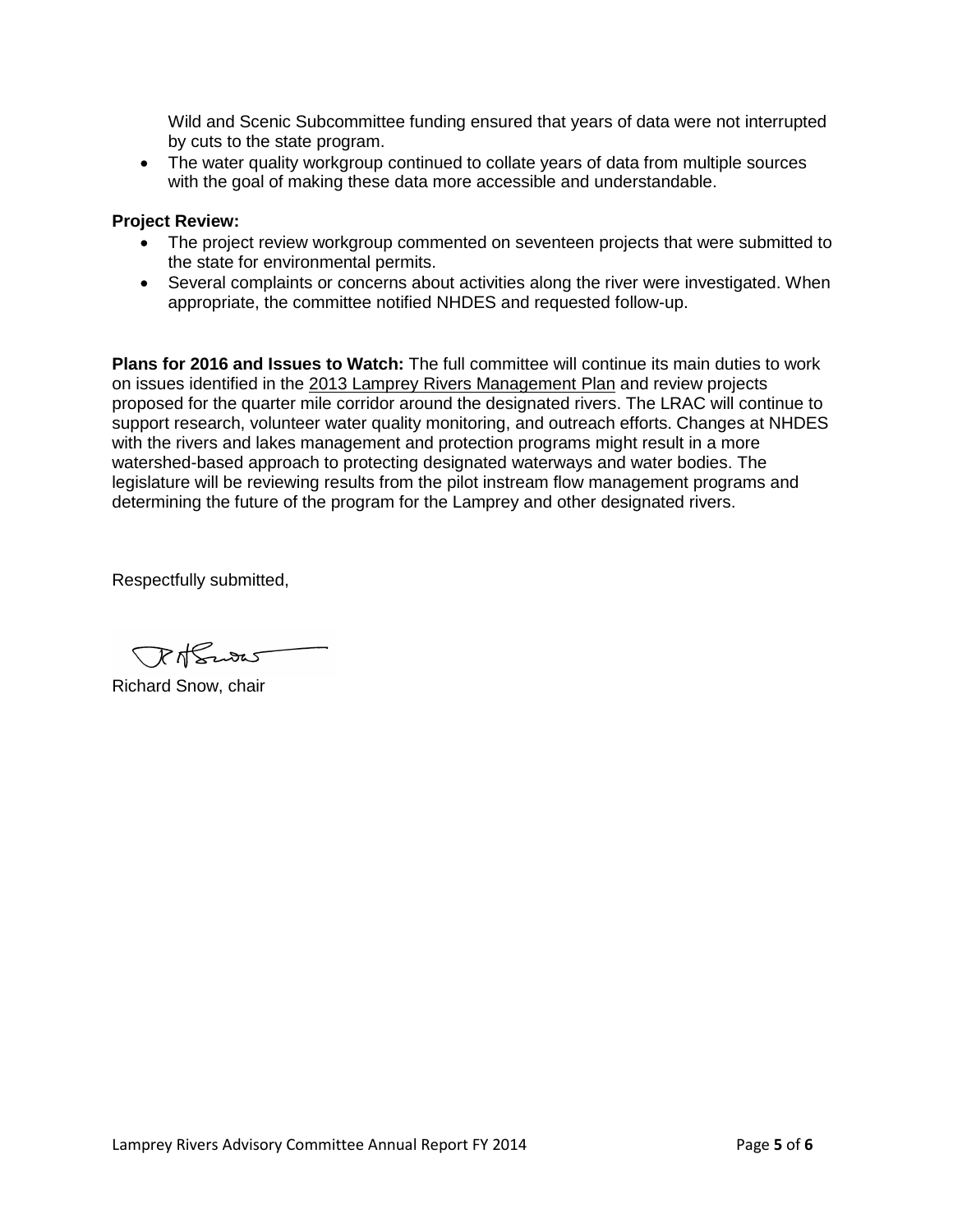Wild and Scenic Subcommittee funding ensured that years of data were not interrupted by cuts to the state program.

- The water quality workgroup continued to collate years of data from multiple sources with the goal of making these data more accessible and understandable.

**Project Review:**

- The project review workgroup commented on seventeen projects that were submitted to the state for environmental permits.
- Several complaints or concerns about activities along the river were investigated. When appropriate, the committee notified NHDES and requested follow-up.

**Plans for 2016 and Issues to Watch:** The full committee will continue its main duties to work on issues identified in the 2013 Lamprey Rivers Management Plan and review projects proposed for the quarter mile corridor around the designated rivers. The LRAC will continue to support research, volunteer water quality monitoring, and outreach efforts. Changes at NHDES with the rivers and lakes management and protection programs might result in a more watershed-based approach to protecting designated waterways and water bodies. The legislature will be reviewing results from the pilot instream flow management programs and determining the future of the program for the Lamprey and other designated rivers.

Respectfully submitted,

Richard Snow, chair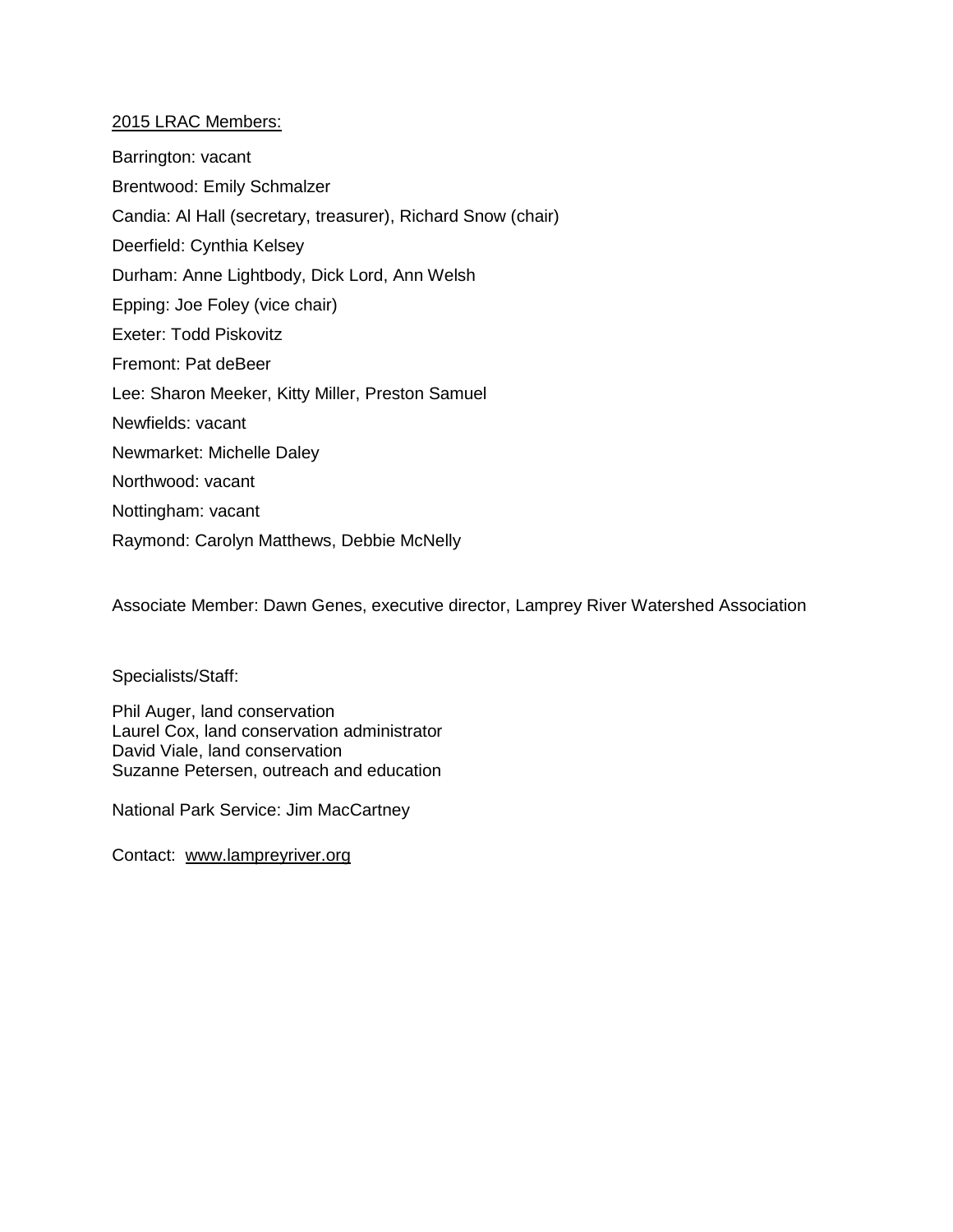2015 LRAC Members:

Barrington: vacant

Brentwood: Emily Schmalzer

Candia: Al Hall (secretary, treasurer), Richard Snow (chair)

Deerfield: Cynthia Kelsey

Durham: Anne Lightbody, Dick Lord, Ann Welsh

Epping: Joe Foley (vice chair)

Exeter: Todd Piskovitz

Fremont: Pat deBeer

Lee: Sharon Meeker, Kitty Miller, Preston Samuel

Newfields: vacant

Newmarket: Michelle Daley

Northwood: vacant

Nottingham: vacant

Raymond: Carolyn Matthews, Debbie McNelly

Associate Member: Dawn Genes, executive director, Lamprey River Watershed Association

Specialists/Staff:

Phil Auger, land conservation
Laurel Cox, land conservation administrator
David Viale, land conservation
Suzanne Petersen, outreach and education

National Park Service: Jim MacCartney

Contact: www.lampreyriver.org